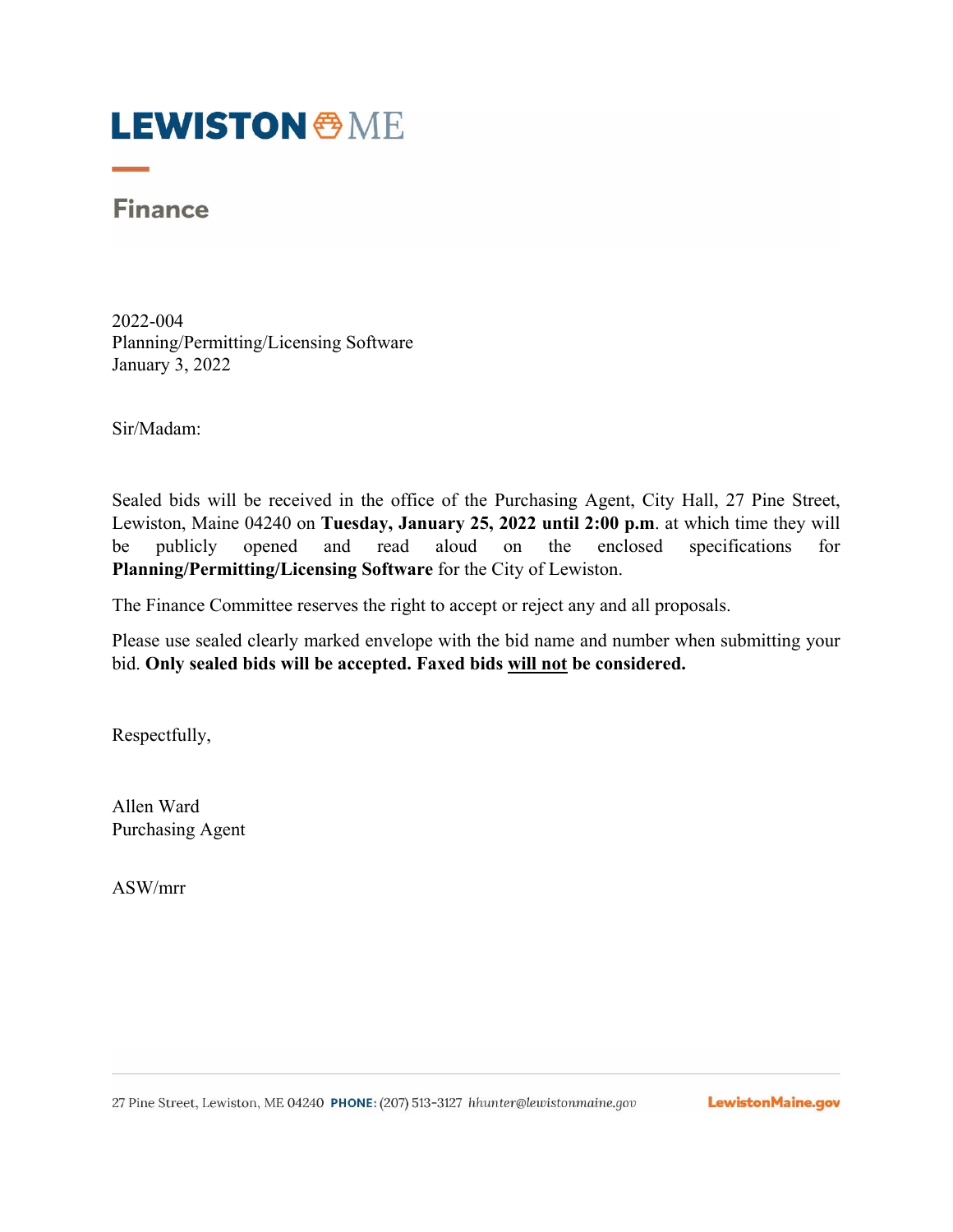# LEWISTON ME

## Finance

2022-004
Planning/Permitting/Licensing Software
January 3, 2022

Sir/Madam:

Sealed bids will be received in the office of the Purchasing Agent, City Hall, 27 Pine Street, Lewiston, Maine 04240 on **Tuesday, January 25, 2022 until 2:00 p.m**. at which time they will be publicly opened and read aloud on the enclosed specifications for **Planning/Permitting/Licensing Software** for the City of Lewiston.

The Finance Committee reserves the right to accept or reject any and all proposals.

Please use sealed clearly marked envelope with the bid name and number when submitting your bid. **Only sealed bids will be accepted. Faxed bids <u>will not</u> be considered.**

Respectfully,

Allen Ward
Purchasing Agent

ASW/mrr

27 Pine Street, Lewiston, ME 04240 **PHONE:** (207) 513-3127 *hhunter@lewistonmaine.gov* **LewistonMaine.gov**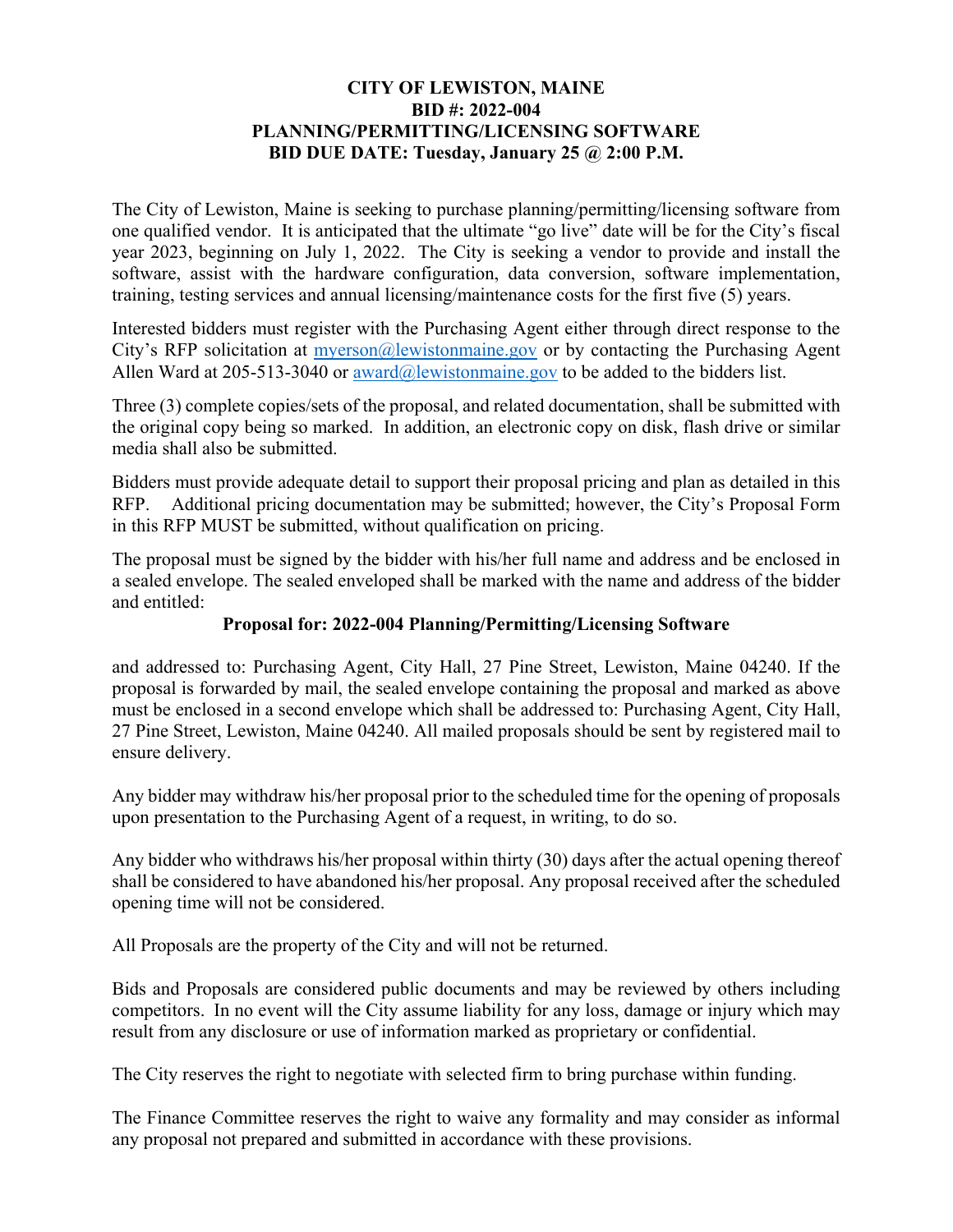**CITY OF LEWISTON, MAINE**
**BID #: 2022-004**
**PLANNING/PERMITTING/LICENSING SOFTWARE**
**BID DUE DATE: Tuesday, January 25 @ 2:00 P.M.**

The City of Lewiston, Maine is seeking to purchase planning/permitting/licensing software from one qualified vendor. It is anticipated that the ultimate "go live" date will be for the City's fiscal year 2023, beginning on July 1, 2022. The City is seeking a vendor to provide and install the software, assist with the hardware configuration, data conversion, software implementation, training, testing services and annual licensing/maintenance costs for the first five (5) years.

Interested bidders must register with the Purchasing Agent either through direct response to the City's RFP solicitation at myerson@lewistonmaine.gov or by contacting the Purchasing Agent Allen Ward at 205-513-3040 or award@lewistonmaine.gov to be added to the bidders list.

Three (3) complete copies/sets of the proposal, and related documentation, shall be submitted with the original copy being so marked. In addition, an electronic copy on disk, flash drive or similar media shall also be submitted.

Bidders must provide adequate detail to support their proposal pricing and plan as detailed in this RFP. Additional pricing documentation may be submitted; however, the City's Proposal Form in this RFP MUST be submitted, without qualification on pricing.

The proposal must be signed by the bidder with his/her full name and address and be enclosed in a sealed envelope. The sealed enveloped shall be marked with the name and address of the bidder and entitled:

**Proposal for: 2022-004 Planning/Permitting/Licensing Software**

and addressed to: Purchasing Agent, City Hall, 27 Pine Street, Lewiston, Maine 04240. If the proposal is forwarded by mail, the sealed envelope containing the proposal and marked as above must be enclosed in a second envelope which shall be addressed to: Purchasing Agent, City Hall, 27 Pine Street, Lewiston, Maine 04240. All mailed proposals should be sent by registered mail to ensure delivery.

Any bidder may withdraw his/her proposal prior to the scheduled time for the opening of proposals upon presentation to the Purchasing Agent of a request, in writing, to do so.

Any bidder who withdraws his/her proposal within thirty (30) days after the actual opening thereof shall be considered to have abandoned his/her proposal. Any proposal received after the scheduled opening time will not be considered.

All Proposals are the property of the City and will not be returned.

Bids and Proposals are considered public documents and may be reviewed by others including competitors. In no event will the City assume liability for any loss, damage or injury which may result from any disclosure or use of information marked as proprietary or confidential.

The City reserves the right to negotiate with selected firm to bring purchase within funding.

The Finance Committee reserves the right to waive any formality and may consider as informal any proposal not prepared and submitted in accordance with these provisions.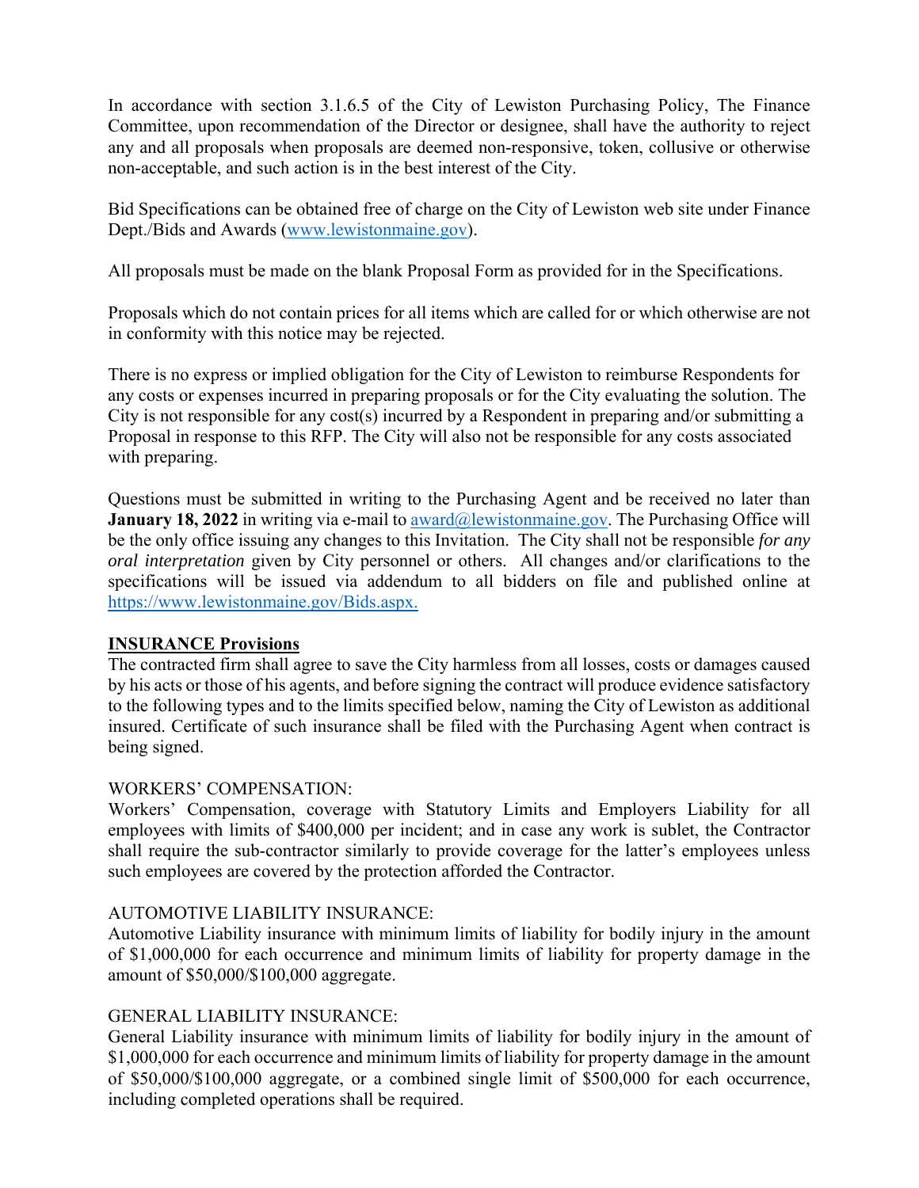In accordance with section 3.1.6.5 of the City of Lewiston Purchasing Policy, The Finance Committee, upon recommendation of the Director or designee, shall have the authority to reject any and all proposals when proposals are deemed non-responsive, token, collusive or otherwise non-acceptable, and such action is in the best interest of the City.

Bid Specifications can be obtained free of charge on the City of Lewiston web site under Finance Dept./Bids and Awards (www.lewistonmaine.gov).

All proposals must be made on the blank Proposal Form as provided for in the Specifications.

Proposals which do not contain prices for all items which are called for or which otherwise are not in conformity with this notice may be rejected.

There is no express or implied obligation for the City of Lewiston to reimburse Respondents for any costs or expenses incurred in preparing proposals or for the City evaluating the solution. The City is not responsible for any cost(s) incurred by a Respondent in preparing and/or submitting a Proposal in response to this RFP. The City will also not be responsible for any costs associated with preparing.

Questions must be submitted in writing to the Purchasing Agent and be received no later than **January 18, 2022** in writing via e-mail to award@lewistonmaine.gov. The Purchasing Office will be the only office issuing any changes to this Invitation. The City shall not be responsible *for any oral interpretation* given by City personnel or others. All changes and/or clarifications to the specifications will be issued via addendum to all bidders on file and published online at https://www.lewistonmaine.gov/Bids.aspx.

**INSURANCE Provisions**

The contracted firm shall agree to save the City harmless from all losses, costs or damages caused by his acts or those of his agents, and before signing the contract will produce evidence satisfactory to the following types and to the limits specified below, naming the City of Lewiston as additional insured. Certificate of such insurance shall be filed with the Purchasing Agent when contract is being signed.

WORKERS' COMPENSATION:

Workers' Compensation, coverage with Statutory Limits and Employers Liability for all employees with limits of $400,000 per incident; and in case any work is sublet, the Contractor shall require the sub-contractor similarly to provide coverage for the latter's employees unless such employees are covered by the protection afforded the Contractor.

AUTOMOTIVE LIABILITY INSURANCE:

Automotive Liability insurance with minimum limits of liability for bodily injury in the amount of $1,000,000 for each occurrence and minimum limits of liability for property damage in the amount of $50,000/$100,000 aggregate.

GENERAL LIABILITY INSURANCE:

General Liability insurance with minimum limits of liability for bodily injury in the amount of $1,000,000 for each occurrence and minimum limits of liability for property damage in the amount of $50,000/$100,000 aggregate, or a combined single limit of $500,000 for each occurrence, including completed operations shall be required.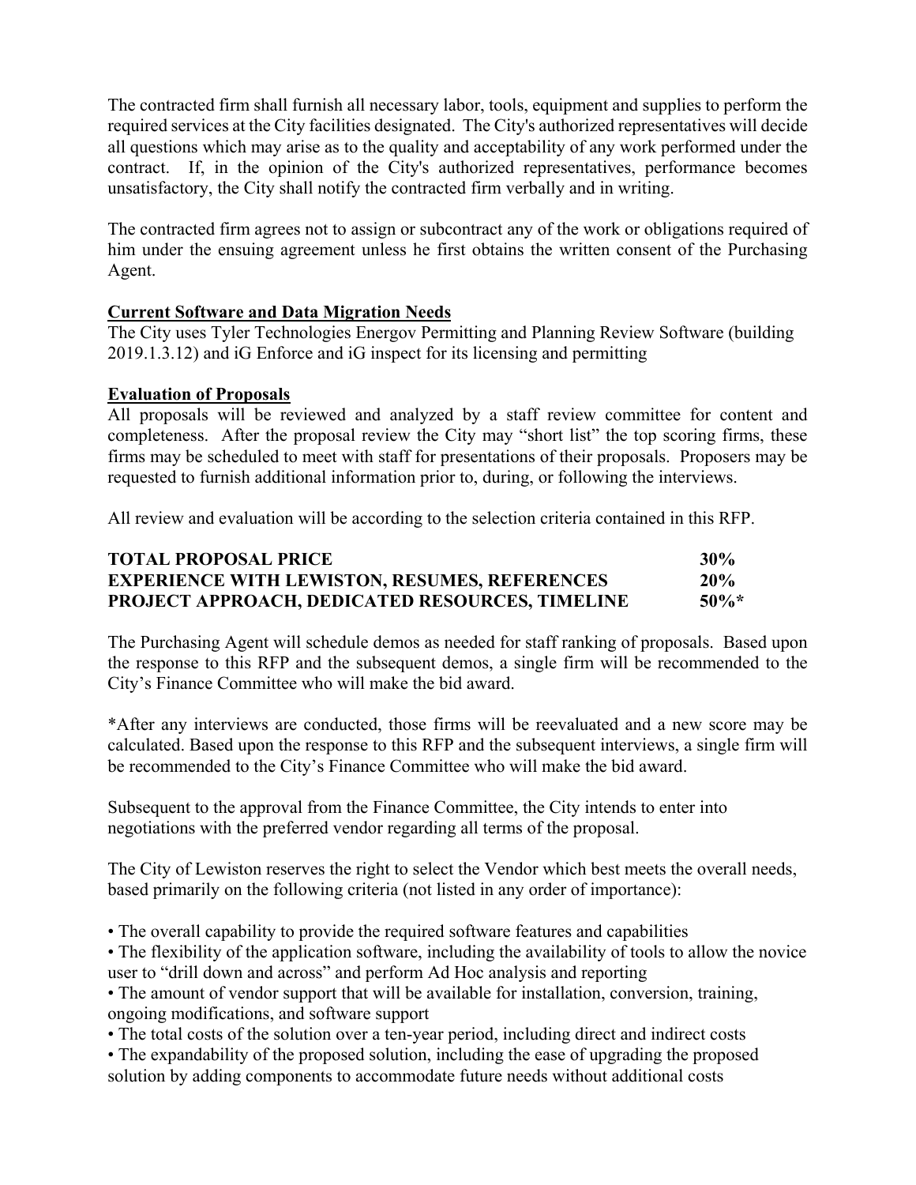The contracted firm shall furnish all necessary labor, tools, equipment and supplies to perform the required services at the City facilities designated. The City's authorized representatives will decide all questions which may arise as to the quality and acceptability of any work performed under the contract. If, in the opinion of the City's authorized representatives, performance becomes unsatisfactory, the City shall notify the contracted firm verbally and in writing.

The contracted firm agrees not to assign or subcontract any of the work or obligations required of him under the ensuing agreement unless he first obtains the written consent of the Purchasing Agent.

**Current Software and Data Migration Needs**

The City uses Tyler Technologies Energov Permitting and Planning Review Software (building 2019.1.3.12) and iG Enforce and iG inspect for its licensing and permitting

**Evaluation of Proposals**

All proposals will be reviewed and analyzed by a staff review committee for content and completeness. After the proposal review the City may "short list" the top scoring firms, these firms may be scheduled to meet with staff for presentations of their proposals. Proposers may be requested to furnish additional information prior to, during, or following the interviews.

All review and evaluation will be according to the selection criteria contained in this RFP.

| | |
|---|---|
| **TOTAL PROPOSAL PRICE** | **30%** |
| **EXPERIENCE WITH LEWISTON, RESUMES, REFERENCES** | **20%** |
| **PROJECT APPROACH, DEDICATED RESOURCES, TIMELINE** | **50%*** |

The Purchasing Agent will schedule demos as needed for staff ranking of proposals. Based upon the response to this RFP and the subsequent demos, a single firm will be recommended to the City's Finance Committee who will make the bid award.

*After any interviews are conducted, those firms will be reevaluated and a new score may be calculated. Based upon the response to this RFP and the subsequent interviews, a single firm will be recommended to the City's Finance Committee who will make the bid award.

Subsequent to the approval from the Finance Committee, the City intends to enter into negotiations with the preferred vendor regarding all terms of the proposal.

The City of Lewiston reserves the right to select the Vendor which best meets the overall needs, based primarily on the following criteria (not listed in any order of importance):

- The overall capability to provide the required software features and capabilities
- The flexibility of the application software, including the availability of tools to allow the novice user to "drill down and across" and perform Ad Hoc analysis and reporting
- The amount of vendor support that will be available for installation, conversion, training, ongoing modifications, and software support
- The total costs of the solution over a ten-year period, including direct and indirect costs
- The expandability of the proposed solution, including the ease of upgrading the proposed solution by adding components to accommodate future needs without additional costs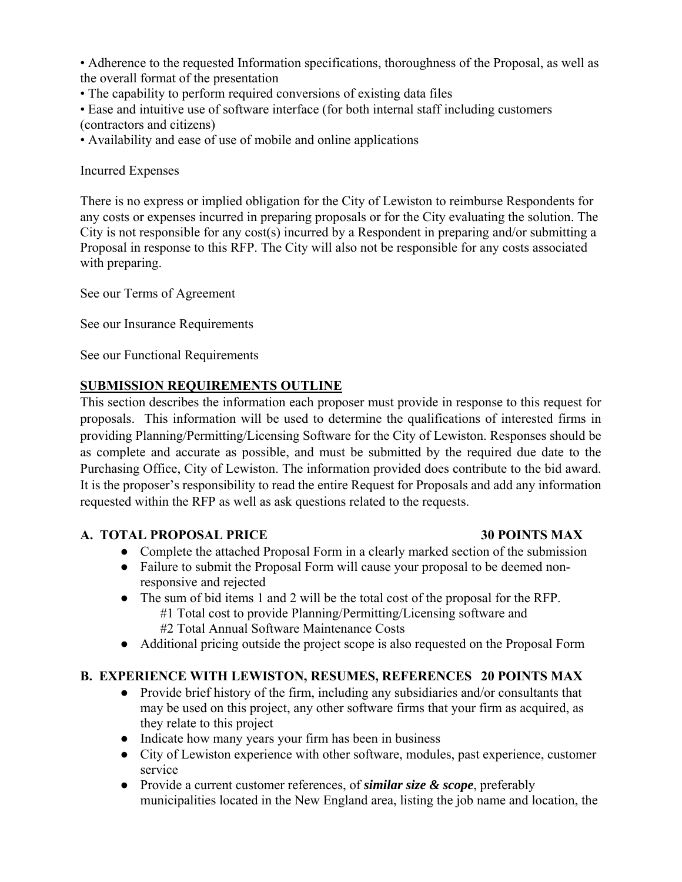• Adherence to the requested Information specifications, thoroughness of the Proposal, as well as the overall format of the presentation
• The capability to perform required conversions of existing data files
• Ease and intuitive use of software interface (for both internal staff including customers (contractors and citizens)
• Availability and ease of use of mobile and online applications

Incurred Expenses

There is no express or implied obligation for the City of Lewiston to reimburse Respondents for any costs or expenses incurred in preparing proposals or for the City evaluating the solution. The City is not responsible for any cost(s) incurred by a Respondent in preparing and/or submitting a Proposal in response to this RFP. The City will also not be responsible for any costs associated with preparing.

See our Terms of Agreement

See our Insurance Requirements

See our Functional Requirements

## SUBMISSION REQUIREMENTS OUTLINE

This section describes the information each proposer must provide in response to this request for proposals. This information will be used to determine the qualifications of interested firms in providing Planning/Permitting/Licensing Software for the City of Lewiston. Responses should be as complete and accurate as possible, and must be submitted by the required due date to the Purchasing Office, City of Lewiston. The information provided does contribute to the bid award. It is the proposer's responsibility to read the entire Request for Proposals and add any information requested within the RFP as well as ask questions related to the requests.

### A. TOTAL PROPOSAL PRICE — 30 POINTS MAX

- Complete the attached Proposal Form in a clearly marked section of the submission
- Failure to submit the Proposal Form will cause your proposal to be deemed non-responsive and rejected
- The sum of bid items 1 and 2 will be the total cost of the proposal for the RFP.
  - #1 Total cost to provide Planning/Permitting/Licensing software and
  - #2 Total Annual Software Maintenance Costs
- Additional pricing outside the project scope is also requested on the Proposal Form

### B. EXPERIENCE WITH LEWISTON, RESUMES, REFERENCES — 20 POINTS MAX

- Provide brief history of the firm, including any subsidiaries and/or consultants that may be used on this project, any other software firms that your firm as acquired, as they relate to this project
- Indicate how many years your firm has been in business
- City of Lewiston experience with other software, modules, past experience, customer service
- Provide a current customer references, of ***similar size & scope***, preferably municipalities located in the New England area, listing the job name and location, the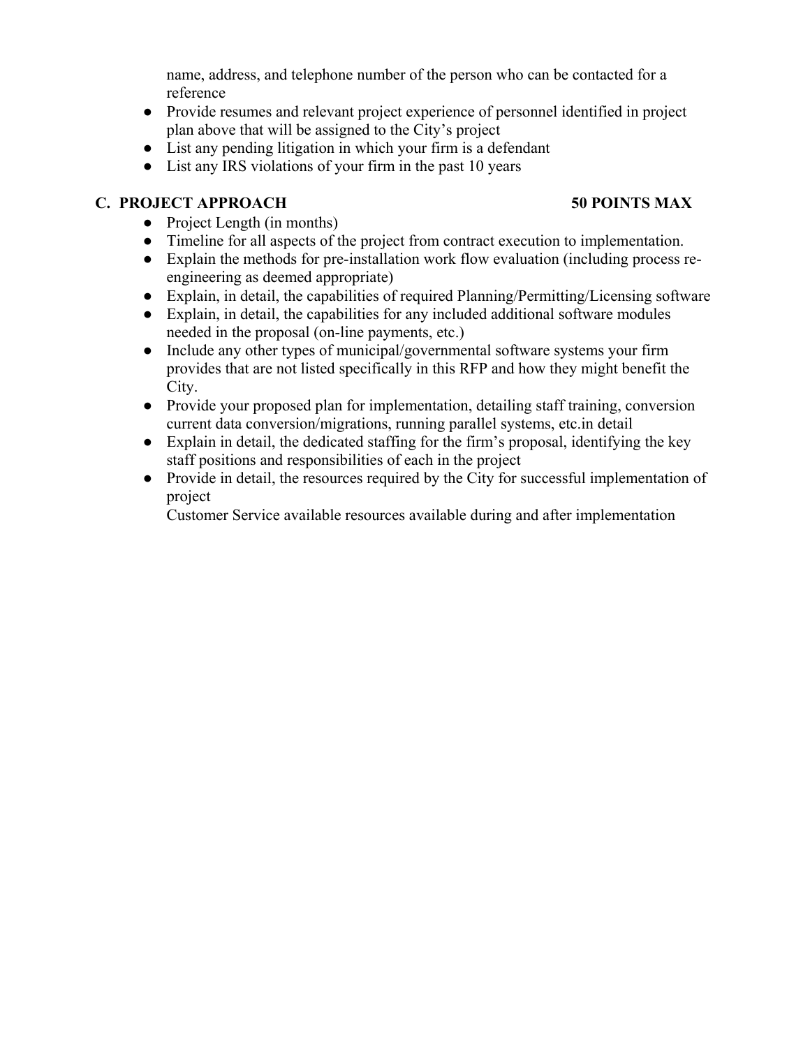name, address, and telephone number of the person who can be contacted for a reference

- Provide resumes and relevant project experience of personnel identified in project plan above that will be assigned to the City's project
- List any pending litigation in which your firm is a defendant
- List any IRS violations of your firm in the past 10 years

**C. PROJECT APPROACH** **50 POINTS MAX**

- Project Length (in months)
- Timeline for all aspects of the project from contract execution to implementation.
- Explain the methods for pre-installation work flow evaluation (including process re-engineering as deemed appropriate)
- Explain, in detail, the capabilities of required Planning/Permitting/Licensing software
- Explain, in detail, the capabilities for any included additional software modules needed in the proposal (on-line payments, etc.)
- Include any other types of municipal/governmental software systems your firm provides that are not listed specifically in this RFP and how they might benefit the City.
- Provide your proposed plan for implementation, detailing staff training, conversion current data conversion/migrations, running parallel systems, etc.in detail
- Explain in detail, the dedicated staffing for the firm's proposal, identifying the key staff positions and responsibilities of each in the project
- Provide in detail, the resources required by the City for successful implementation of project

  Customer Service available resources available during and after implementation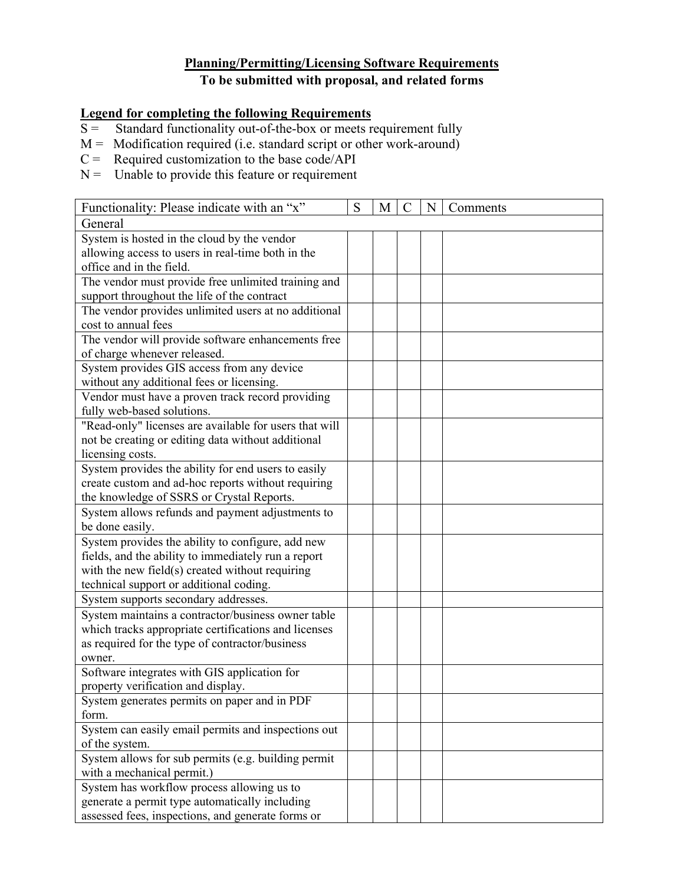**Planning/Permitting/Licensing Software Requirements**
**To be submitted with proposal, and related forms**

**Legend for completing the following Requirements**

S = Standard functionality out-of-the-box or meets requirement fully
M = Modification required (i.e. standard script or other work-around)
C = Required customization to the base code/API
N = Unable to provide this feature or requirement

| Functionality: Please indicate with an "x" | S | M | C | N | Comments |
|---|---|---|---|---|---|
| General | | | | | |
| System is hosted in the cloud by the vendor allowing access to users in real-time both in the office and in the field. | | | | | |
| The vendor must provide free unlimited training and support throughout the life of the contract | | | | | |
| The vendor provides unlimited users at no additional cost to annual fees | | | | | |
| The vendor will provide software enhancements free of charge whenever released. | | | | | |
| System provides GIS access from any device without any additional fees or licensing. | | | | | |
| Vendor must have a proven track record providing fully web-based solutions. | | | | | |
| "Read-only" licenses are available for users that will not be creating or editing data without additional licensing costs. | | | | | |
| System provides the ability for end users to easily create custom and ad-hoc reports without requiring the knowledge of SSRS or Crystal Reports. | | | | | |
| System allows refunds and payment adjustments to be done easily. | | | | | |
| System provides the ability to configure, add new fields, and the ability to immediately run a report with the new field(s) created without requiring technical support or additional coding. | | | | | |
| System supports secondary addresses. | | | | | |
| System maintains a contractor/business owner table which tracks appropriate certifications and licenses as required for the type of contractor/business owner. | | | | | |
| Software integrates with GIS application for property verification and display. | | | | | |
| System generates permits on paper and in PDF form. | | | | | |
| System can easily email permits and inspections out of the system. | | | | | |
| System allows for sub permits (e.g. building permit with a mechanical permit.) | | | | | |
| System has workflow process allowing us to generate a permit type automatically including assessed fees, inspections, and generate forms or | | | | | |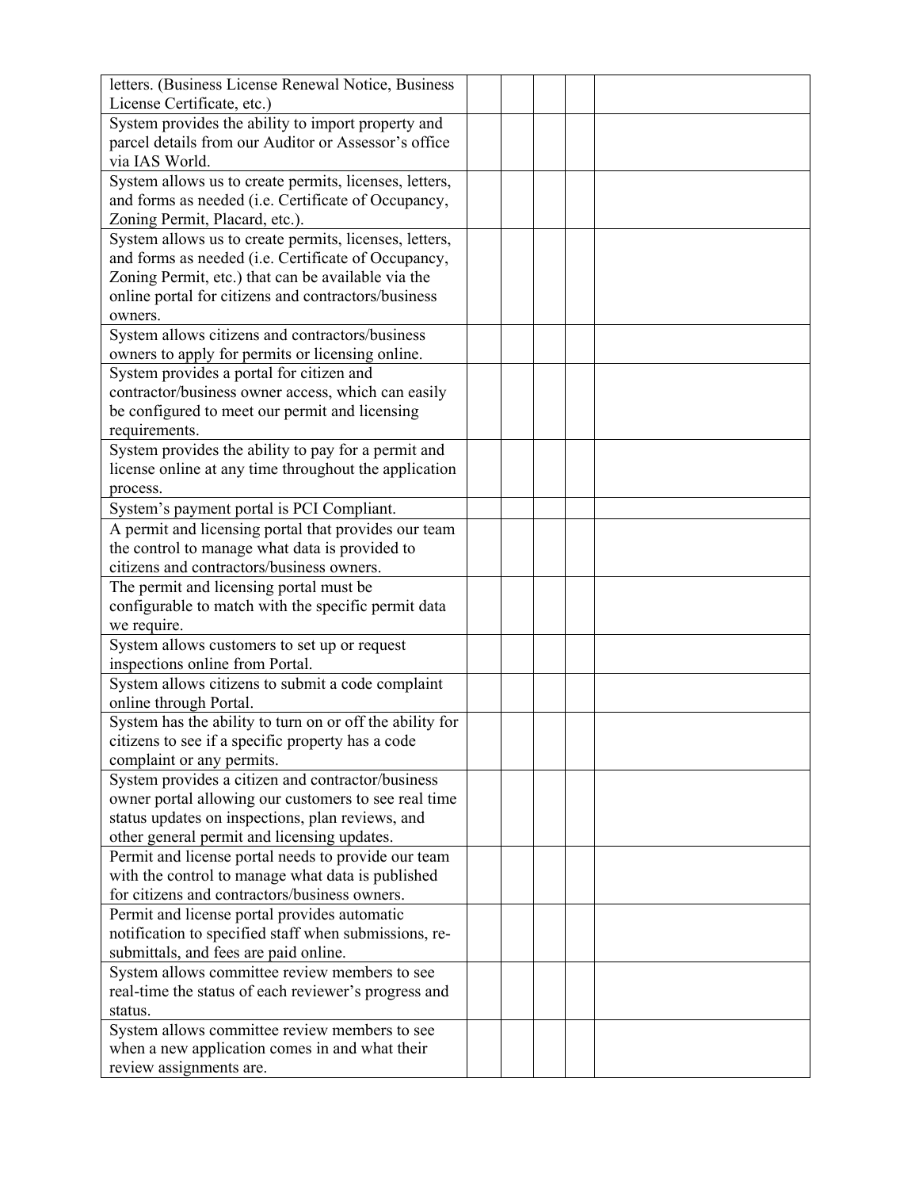| | | | | | |
|---|---|---|---|---|---|
| letters. (Business License Renewal Notice, Business License Certificate, etc.) | | | | | |
| System provides the ability to import property and parcel details from our Auditor or Assessor's office via IAS World. | | | | | |
| System allows us to create permits, licenses, letters, and forms as needed (i.e. Certificate of Occupancy, Zoning Permit, Placard, etc.). | | | | | |
| System allows us to create permits, licenses, letters, and forms as needed (i.e. Certificate of Occupancy, Zoning Permit, etc.) that can be available via the online portal for citizens and contractors/business owners. | | | | | |
| System allows citizens and contractors/business owners to apply for permits or licensing online. | | | | | |
| System provides a portal for citizen and contractor/business owner access, which can easily be configured to meet our permit and licensing requirements. | | | | | |
| System provides the ability to pay for a permit and license online at any time throughout the application process. | | | | | |
| System's payment portal is PCI Compliant. | | | | | |
| A permit and licensing portal that provides our team the control to manage what data is provided to citizens and contractors/business owners. | | | | | |
| The permit and licensing portal must be configurable to match with the specific permit data we require. | | | | | |
| System allows customers to set up or request inspections online from Portal. | | | | | |
| System allows citizens to submit a code complaint online through Portal. | | | | | |
| System has the ability to turn on or off the ability for citizens to see if a specific property has a code complaint or any permits. | | | | | |
| System provides a citizen and contractor/business owner portal allowing our customers to see real time status updates on inspections, plan reviews, and other general permit and licensing updates. | | | | | |
| Permit and license portal needs to provide our team with the control to manage what data is published for citizens and contractors/business owners. | | | | | |
| Permit and license portal provides automatic notification to specified staff when submissions, re-submittals, and fees are paid online. | | | | | |
| System allows committee review members to see real-time the status of each reviewer's progress and status. | | | | | |
| System allows committee review members to see when a new application comes in and what their review assignments are. | | | | | |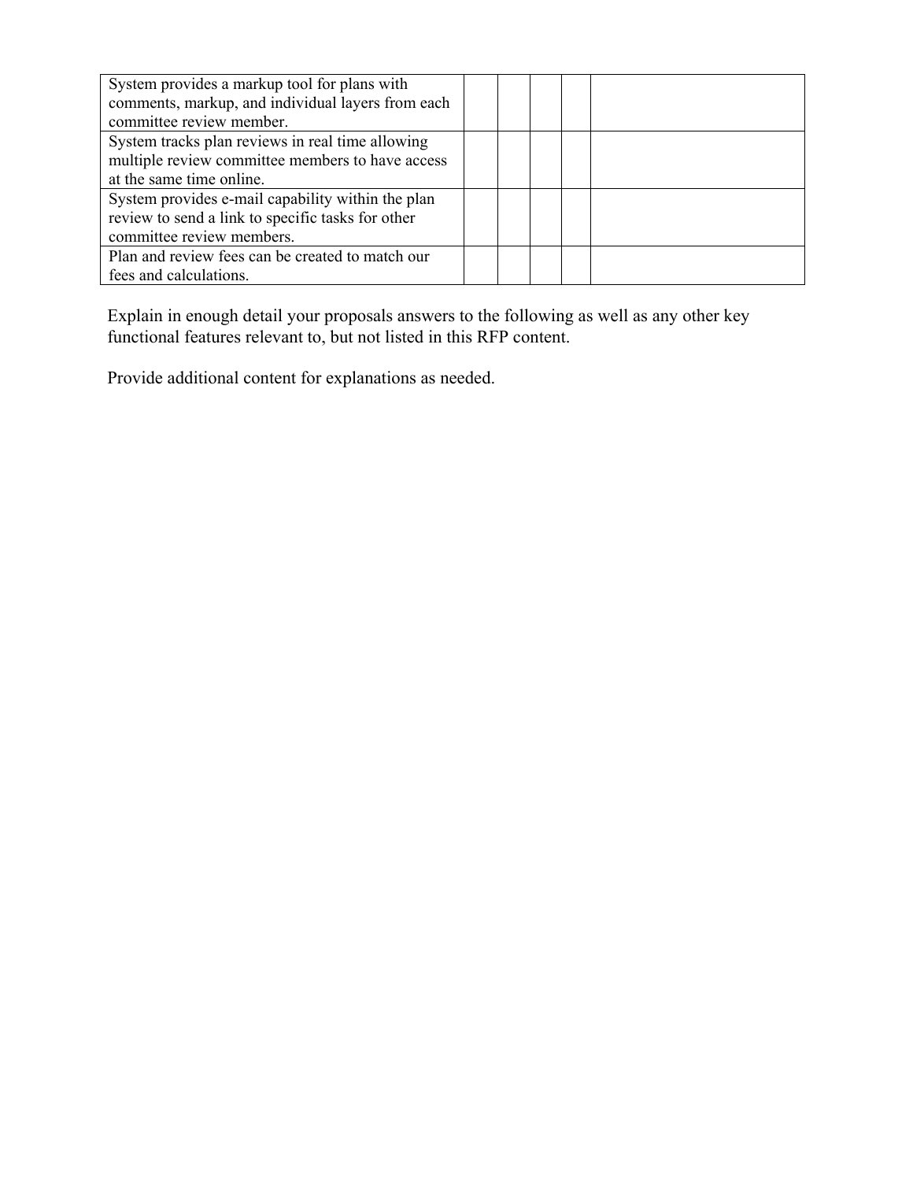| | | | | | |
|---|---|---|---|---|---|
| System provides a markup tool for plans with comments, markup, and individual layers from each committee review member. | | | | | |
| System tracks plan reviews in real time allowing multiple review committee members to have access at the same time online. | | | | | |
| System provides e-mail capability within the plan review to send a link to specific tasks for other committee review members. | | | | | |
| Plan and review fees can be created to match our fees and calculations. | | | | | |

Explain in enough detail your proposals answers to the following as well as any other key functional features relevant to, but not listed in this RFP content.

Provide additional content for explanations as needed.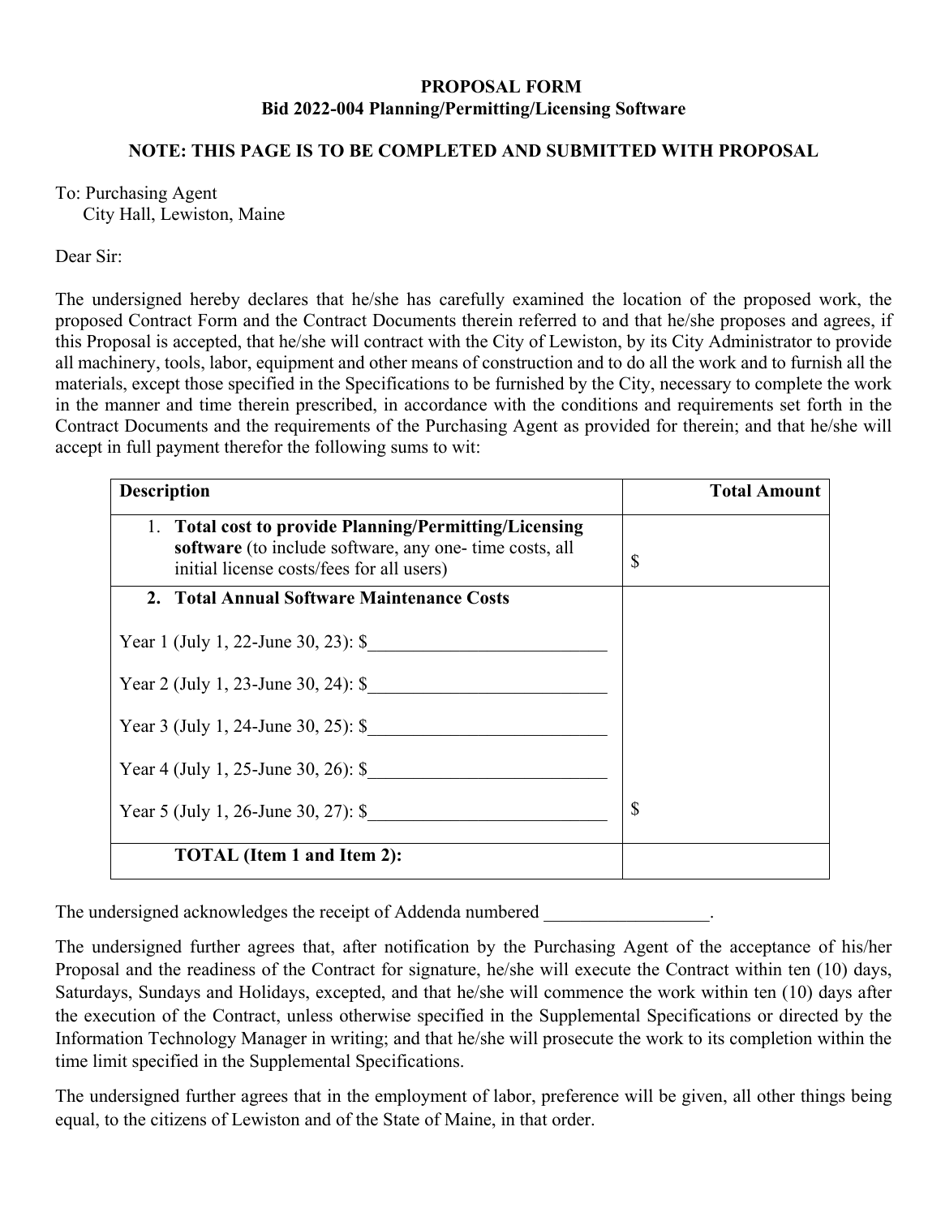**PROPOSAL FORM**
**Bid 2022-004 Planning/Permitting/Licensing Software**

**NOTE: THIS PAGE IS TO BE COMPLETED AND SUBMITTED WITH PROPOSAL**

To: Purchasing Agent
City Hall, Lewiston, Maine

Dear Sir:

The undersigned hereby declares that he/she has carefully examined the location of the proposed work, the proposed Contract Form and the Contract Documents therein referred to and that he/she proposes and agrees, if this Proposal is accepted, that he/she will contract with the City of Lewiston, by its City Administrator to provide all machinery, tools, labor, equipment and other means of construction and to do all the work and to furnish all the materials, except those specified in the Specifications to be furnished by the City, necessary to complete the work in the manner and time therein prescribed, in accordance with the conditions and requirements set forth in the Contract Documents and the requirements of the Purchasing Agent as provided for therein; and that he/she will accept in full payment therefor the following sums to wit:

| Description | Total Amount |
|---|---|
| 1. **Total cost to provide Planning/Permitting/Licensing software** (to include software, any one- time costs, all initial license costs/fees for all users) | $ |
| 2. **Total Annual Software Maintenance Costs**<br><br>Year 1 (July 1, 22-June 30, 23): $___________________________<br><br>Year 2 (July 1, 23-June 30, 24): $___________________________<br><br>Year 3 (July 1, 24-June 30, 25): $___________________________<br><br>Year 4 (July 1, 25-June 30, 26): $___________________________<br><br>Year 5 (July 1, 26-June 30, 27): $___________________________ | $ |
| **TOTAL (Item 1 and Item 2):** | |

The undersigned acknowledges the receipt of Addenda numbered __________________.

The undersigned further agrees that, after notification by the Purchasing Agent of the acceptance of his/her Proposal and the readiness of the Contract for signature, he/she will execute the Contract within ten (10) days, Saturdays, Sundays and Holidays, excepted, and that he/she will commence the work within ten (10) days after the execution of the Contract, unless otherwise specified in the Supplemental Specifications or directed by the Information Technology Manager in writing; and that he/she will prosecute the work to its completion within the time limit specified in the Supplemental Specifications.

The undersigned further agrees that in the employment of labor, preference will be given, all other things being equal, to the citizens of Lewiston and of the State of Maine, in that order.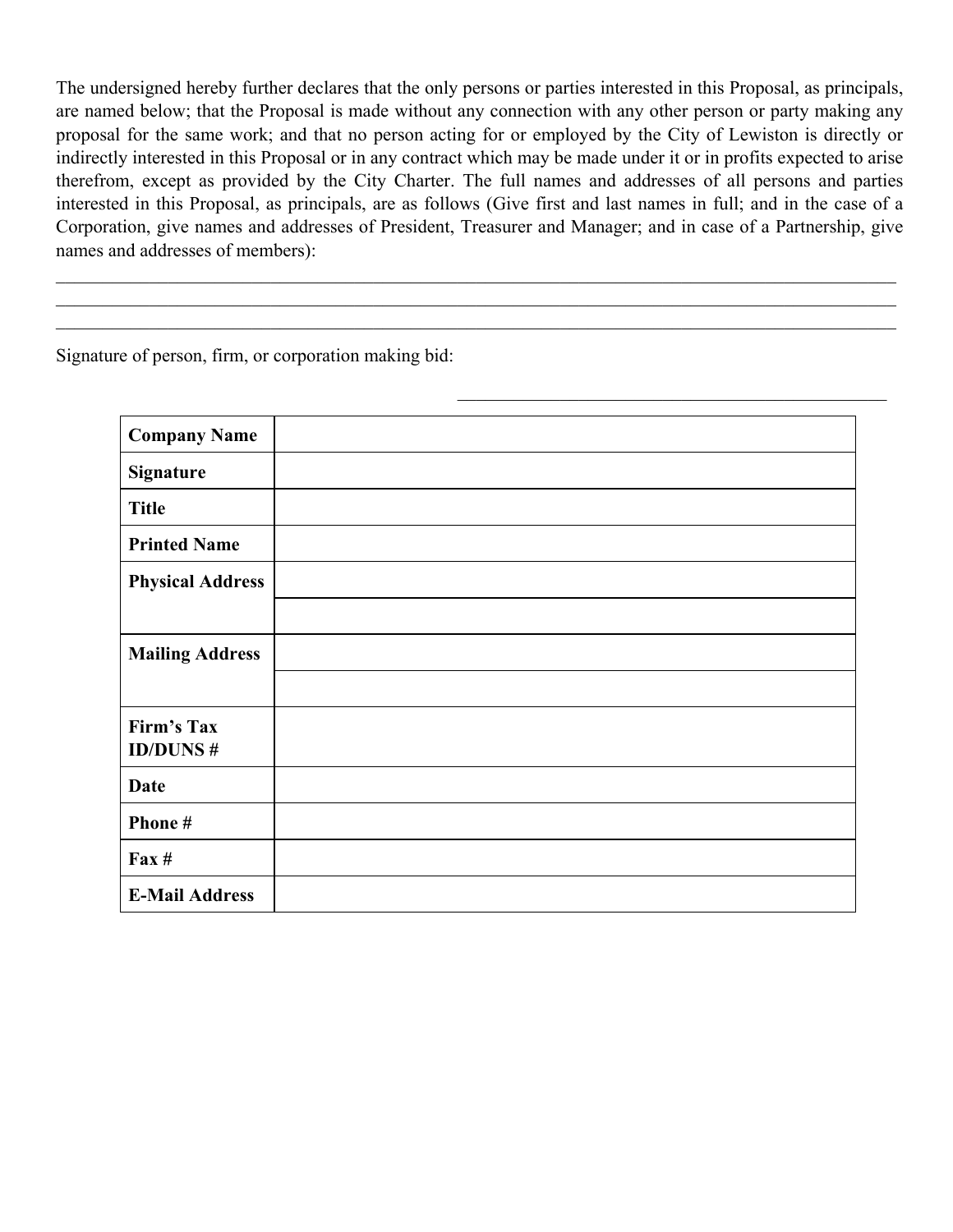The undersigned hereby further declares that the only persons or parties interested in this Proposal, as principals, are named below; that the Proposal is made without any connection with any other person or party making any proposal for the same work; and that no person acting for or employed by the City of Lewiston is directly or indirectly interested in this Proposal or in any contract which may be made under it or in profits expected to arise therefrom, except as provided by the City Charter. The full names and addresses of all persons and parties interested in this Proposal, as principals, are as follows (Give first and last names in full; and in the case of a Corporation, give names and addresses of President, Treasurer and Manager; and in case of a Partnership, give names and addresses of members):

\_\_\_\_\_\_\_\_\_\_\_\_\_\_\_\_\_\_\_\_\_\_\_\_\_\_\_\_\_\_\_\_\_\_\_\_\_\_\_\_\_\_\_\_\_\_\_\_\_\_\_\_\_\_\_\_\_\_\_\_\_\_\_\_\_\_\_\_\_\_\_\_\_\_\_\_\_\_

\_\_\_\_\_\_\_\_\_\_\_\_\_\_\_\_\_\_\_\_\_\_\_\_\_\_\_\_\_\_\_\_\_\_\_\_\_\_\_\_\_\_\_\_\_\_\_\_\_\_\_\_\_\_\_\_\_\_\_\_\_\_\_\_\_\_\_\_\_\_\_\_\_\_\_\_\_\_

\_\_\_\_\_\_\_\_\_\_\_\_\_\_\_\_\_\_\_\_\_\_\_\_\_\_\_\_\_\_\_\_\_\_\_\_\_\_\_\_\_\_\_\_\_\_\_\_\_\_\_\_\_\_\_\_\_\_\_\_\_\_\_\_\_\_\_\_\_\_\_\_\_\_\_\_\_\_

Signature of person, firm, or corporation making bid:

\_\_\_\_\_\_\_\_\_\_\_\_\_\_\_\_\_\_\_\_\_\_\_\_\_\_\_\_\_\_\_\_\_\_\_\_\_\_\_\_\_\_\_\_

| | |
|---|---|
| **Company Name** | |
| **Signature** | |
| **Title** | |
| **Printed Name** | |
| **Physical Address** | |
| | |
| **Mailing Address** | |
| | |
| **Firm's Tax ID/DUNS #** | |
| **Date** | |
| **Phone #** | |
| **Fax #** | |
| **E-Mail Address** | |